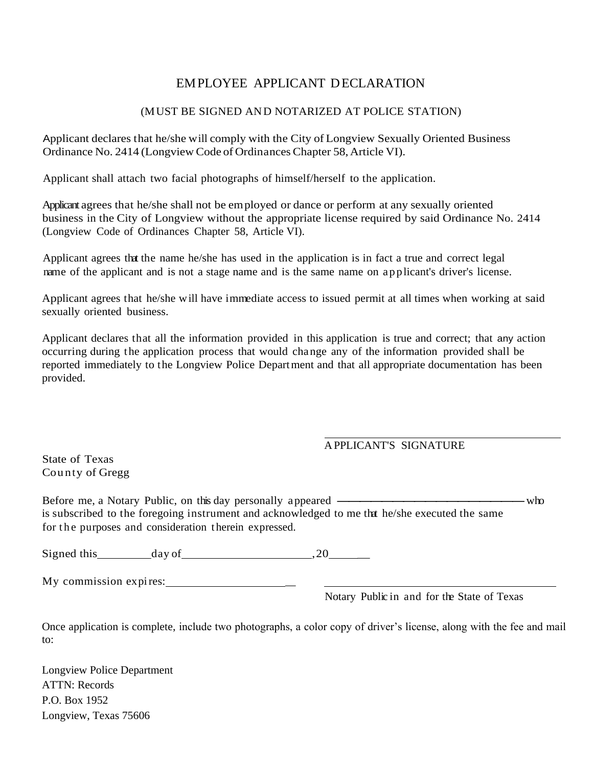# EMPLOYEE APPLICANT DECLARATION

(MUST BE SIGNED AND NOTARIZED AT POLICE STATION)

Applicant declares that he/she will comply with the City of Longview Sexually Oriented Business Ordinance No. 2414 (Longview Code of Ordinances Chapter 58, Article VI).

Applicant shall attach two facial photographs of himself/herself to the application.

Applicant agrees that he/she shall not be employed or dance or perform at any sexually oriented business in the City of Longview without the appropriate license required by said Ordinance No. 2414 (Longview Code of Ordinances Chapter 58, Article VI).

Applicant agrees that the name he/she has used in the application is in fact a true and correct legal name of the applicant and is not a stage name and is the same name on applicant's driver's license.

Applicant agrees that he/she will have immediate access to issued permit at all times when working at said sexually oriented business.

Applicant declares that all the information provided in this application is true and correct; that any action occurring during the application process that would change any of the information provided shall be reported immediately to the Longview Police Department and that all appropriate documentation has been provided.

\_\_\_\_\_\_\_\_\_\_\_\_\_\_\_\_\_\_\_\_\_\_\_\_\_\_\_\_\_\_\_\_\_\_\_\_\_\_

APPLICANT'S SIGNATURE

State of Texas
County of Gregg

Before me, a Notary Public, on this day personally appeared \_\_\_\_\_\_\_\_\_\_\_\_\_\_\_\_\_\_\_\_\_\_\_\_\_\_\_\_\_\_ who is subscribed to the foregoing instrument and acknowledged to me that he/she executed the same for the purposes and consideration therein expressed.

Signed this\_\_\_\_\_\_\_\_\_day of\_\_\_\_\_\_\_\_\_\_\_\_\_\_\_\_\_\_\_\_\_\_, 20\_\_\_\_\_\_\_

My commission expires:\_\_\_\_\_\_\_\_\_\_\_\_\_\_\_\_\_\_\_\_\_\_

\_\_\_\_\_\_\_\_\_\_\_\_\_\_\_\_\_\_\_\_\_\_\_\_\_\_\_\_\_\_\_\_\_\_\_\_\_\_

Notary Public in and for the State of Texas

Once application is complete, include two photographs, a color copy of driver's license, along with the fee and mail to:

Longview Police Department
ATTN: Records
P.O. Box 1952
Longview, Texas 75606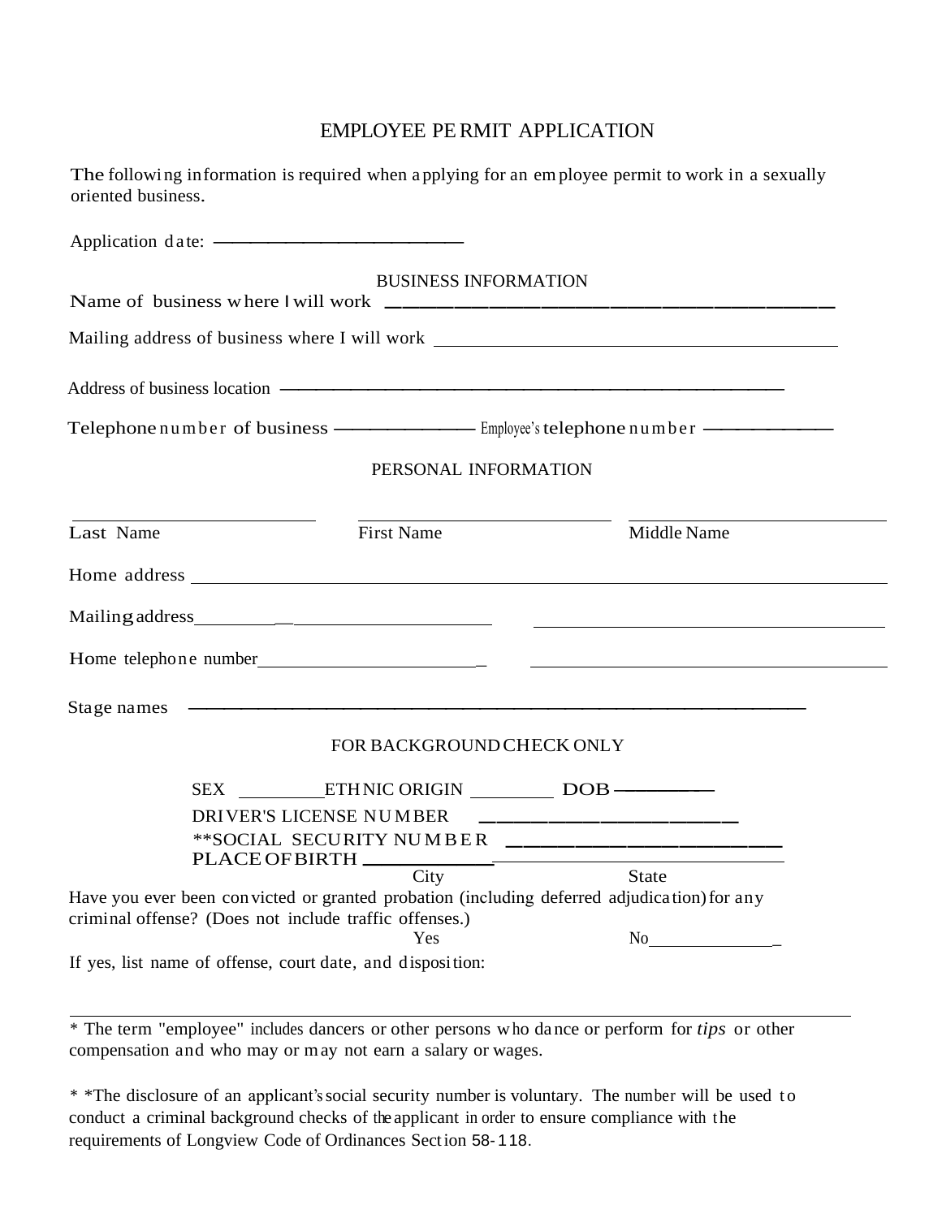# EMPLOYEE PERMIT APPLICATION

The following information is required when applying for an employee permit to work in a sexually oriented business.

Application date: ______________________

## BUSINESS INFORMATION

Name of business where I will work ______________________________________

Mailing address of business where I will work ______________________________________

Address of business location ______________________________________

Telephone number of business ______________ Employee's telephone number ______________

## PERSONAL INFORMATION

| Last Name | First Name | Middle Name |
|---|---|---|

Home address ______________________________________

Mailing address ______________________ ______________________

Home telephone number ______________________ ______________________

Stage names ______________________________________

## FOR BACKGROUND CHECK ONLY

SEX __________ ETHNIC ORIGIN __________ DOB __________

DRIVER'S LICENSE NUMBER ______________________

**SOCIAL SECURITY NUMBER ______________________

PLACE OF BIRTH ______________ ______________
City State

Have you ever been convicted or granted probation (including deferred adjudication) for any criminal offense? (Does not include traffic offenses.)

Yes No______________

If yes, list name of offense, court date, and disposition:

______________________________________

* The term "employee" includes dancers or other persons who dance or perform for *tips* or other compensation and who may or may not earn a salary or wages.

* *The disclosure of an applicant's social security number is voluntary. The number will be used to conduct a criminal background checks of the applicant in order to ensure compliance with the requirements of Longview Code of Ordinances Section 58-118.